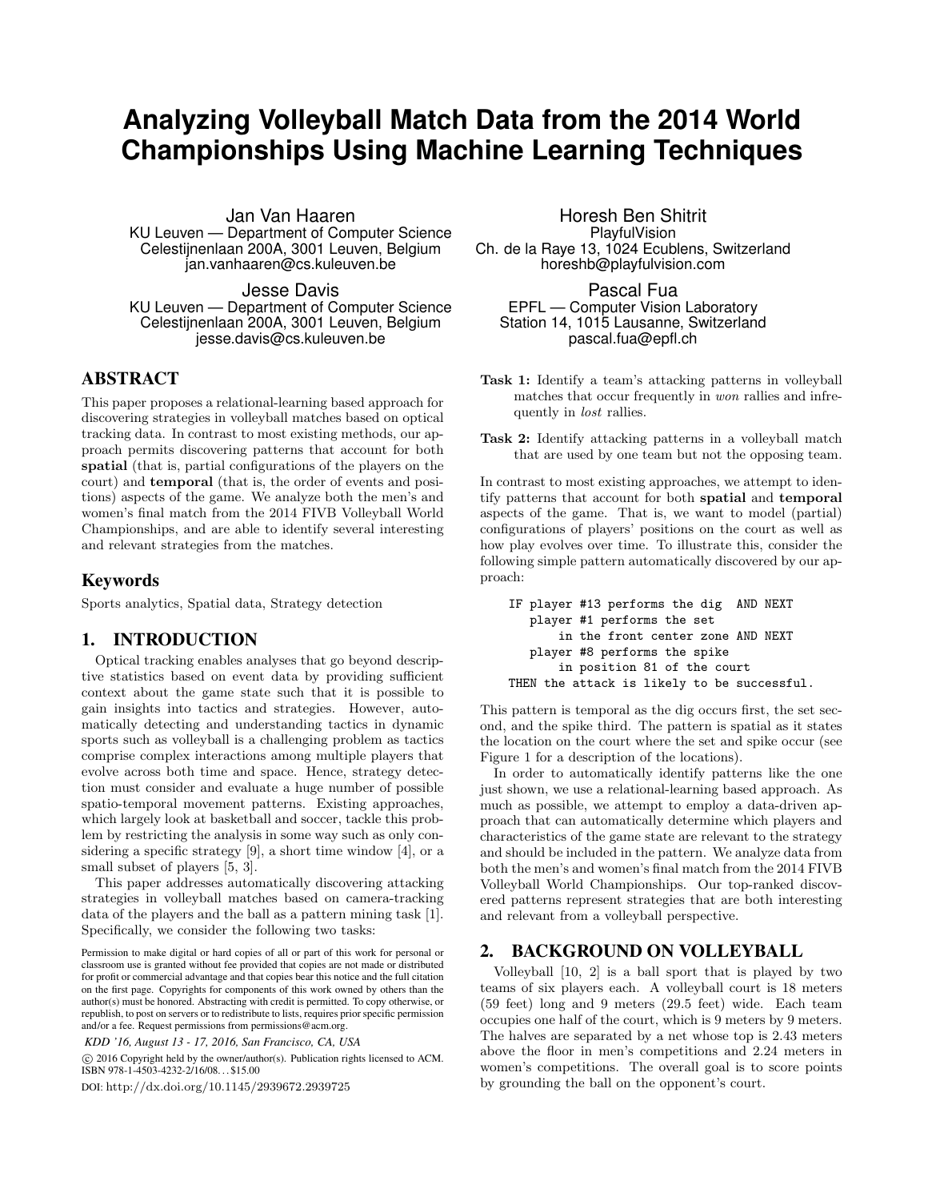# Analyzing Volleyball Match Data from the 2014 World Championships Using Machine Learning Techniques

Jan Van Haaren
KU Leuven — Department of Computer Science
Celestijnenlaan 200A, 3001 Leuven, Belgium
jan.vanhaaren@cs.kuleuven.be

Horesh Ben Shitrit
PlayfulVision
Ch. de la Raye 13, 1024 Ecublens, Switzerland
horeshb@playfulvision.com

Jesse Davis
KU Leuven — Department of Computer Science
Celestijnenlaan 200A, 3001 Leuven, Belgium
jesse.davis@cs.kuleuven.be

Pascal Fua
EPFL — Computer Vision Laboratory
Station 14, 1015 Lausanne, Switzerland
pascal.fua@epfl.ch

## ABSTRACT

This paper proposes a relational-learning based approach for discovering strategies in volleyball matches based on optical tracking data. In contrast to most existing methods, our approach permits discovering patterns that account for both **spatial** (that is, partial configurations of the players on the court) and **temporal** (that is, the order of events and positions) aspects of the game. We analyze both the men's and women's final match from the 2014 FIVB Volleyball World Championships, and are able to identify several interesting and relevant strategies from the matches.

## Keywords

Sports analytics, Spatial data, Strategy detection

## 1. INTRODUCTION

Optical tracking enables analyses that go beyond descriptive statistics based on event data by providing sufficient context about the game state such that it is possible to gain insights into tactics and strategies. However, automatically detecting and understanding tactics in dynamic sports such as volleyball is a challenging problem as tactics comprise complex interactions among multiple players that evolve across both time and space. Hence, strategy detection must consider and evaluate a huge number of possible spatio-temporal movement patterns. Existing approaches, which largely look at basketball and soccer, tackle this problem by restricting the analysis in some way such as only considering a specific strategy [9], a short time window [4], or a small subset of players [5, 3].

This paper addresses automatically discovering attacking strategies in volleyball matches based on camera-tracking data of the players and the ball as a pattern mining task [1]. Specifically, we consider the following two tasks:

**Task 1:** Identify a team's attacking patterns in volleyball matches that occur frequently in *won* rallies and infrequently in *lost* rallies.

**Task 2:** Identify attacking patterns in a volleyball match that are used by one team but not the opposing team.

In contrast to most existing approaches, we attempt to identify patterns that account for both **spatial** and **temporal** aspects of the game. That is, we want to model (partial) configurations of players' positions on the court as well as how play evolves over time. To illustrate this, consider the following simple pattern automatically discovered by our approach:

```
IF player #13 performs the dig  AND NEXT
   player #1 performs the set
       in the front center zone AND NEXT
   player #8 performs the spike
       in position 81 of the court
THEN the attack is likely to be successful.
```

This pattern is temporal as the dig occurs first, the set second, and the spike third. The pattern is spatial as it states the location on the court where the set and spike occur (see Figure 1 for a description of the locations).

In order to automatically identify patterns like the one just shown, we use a relational-learning based approach. As much as possible, we attempt to employ a data-driven approach that can automatically determine which players and characteristics of the game state are relevant to the strategy and should be included in the pattern. We analyze data from both the men's and women's final match from the 2014 FIVB Volleyball World Championships. Our top-ranked discovered patterns represent strategies that are both interesting and relevant from a volleyball perspective.

## 2. BACKGROUND ON VOLLEYBALL

Volleyball [10, 2] is a ball sport that is played by two teams of six players each. A volleyball court is 18 meters (59 feet) long and 9 meters (29.5 feet) wide. Each team occupies one half of the court, which is 9 meters by 9 meters. The halves are separated by a net whose top is 2.43 meters above the floor in men's competitions and 2.24 meters in women's competitions. The overall goal is to score points by grounding the ball on the opponent's court.

Permission to make digital or hard copies of all or part of this work for personal or classroom use is granted without fee provided that copies are not made or distributed for profit or commercial advantage and that copies bear this notice and the full citation on the first page. Copyrights for components of this work owned by others than the author(s) must be honored. Abstracting with credit is permitted. To copy otherwise, or republish, to post on servers or to redistribute to lists, requires prior specific permission and/or a fee. Request permissions from permissions@acm.org.

*KDD '16, August 13 - 17, 2016, San Francisco, CA, USA*

© 2016 Copyright held by the owner/author(s). Publication rights licensed to ACM. ISBN 978-1-4503-4232-2/16/08...$15.00

DOI: http://dx.doi.org/10.1145/2939672.2939725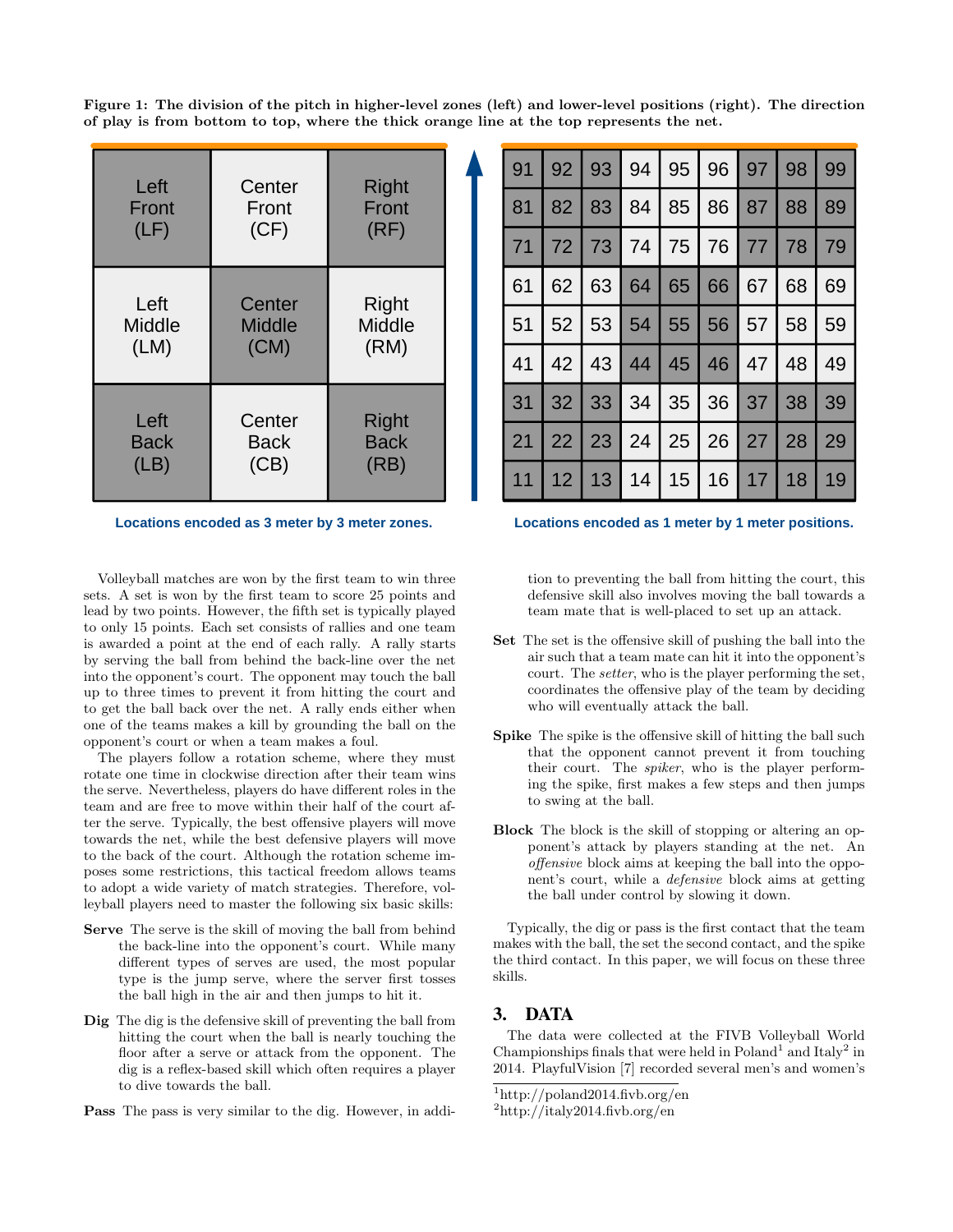**Figure 1: The division of the pitch in higher-level zones (left) and lower-level positions (right). The direction of play is from bottom to top, where the thick orange line at the top represents the net.**

| | | |
|---|---|---|
| Left Front (LF) | Center Front (CF) | Right Front (RF) |
| Left Middle (LM) | Center Middle (CM) | Right Middle (RM) |
| Left Back (LB) | Center Back (CB) | Right Back (RB) |

**Locations encoded as 3 meter by 3 meter zones.**

| | | | | | | | | |
|---|---|---|---|---|---|---|---|---|
| 91 | 92 | 93 | 94 | 95 | 96 | 97 | 98 | 99 |
| 81 | 82 | 83 | 84 | 85 | 86 | 87 | 88 | 89 |
| 71 | 72 | 73 | 74 | 75 | 76 | 77 | 78 | 79 |
| 61 | 62 | 63 | 64 | 65 | 66 | 67 | 68 | 69 |
| 51 | 52 | 53 | 54 | 55 | 56 | 57 | 58 | 59 |
| 41 | 42 | 43 | 44 | 45 | 46 | 47 | 48 | 49 |
| 31 | 32 | 33 | 34 | 35 | 36 | 37 | 38 | 39 |
| 21 | 22 | 23 | 24 | 25 | 26 | 27 | 28 | 29 |
| 11 | 12 | 13 | 14 | 15 | 16 | 17 | 18 | 19 |

**Locations encoded as 1 meter by 1 meter positions.**

Volleyball matches are won by the first team to win three sets. A set is won by the first team to score 25 points and lead by two points. However, the fifth set is typically played to only 15 points. Each set consists of rallies and one team is awarded a point at the end of each rally. A rally starts by serving the ball from behind the back-line over the net into the opponent's court. The opponent may touch the ball up to three times to prevent it from hitting the court and to get the ball back over the net. A rally ends either when one of the teams makes a kill by grounding the ball on the opponent's court or when a team makes a foul.

The players follow a rotation scheme, where they must rotate one time in clockwise direction after their team wins the serve. Nevertheless, players do have different roles in the team and are free to move within their half of the court after the serve. Typically, the best offensive players will move towards the net, while the best defensive players will move to the back of the court. Although the rotation scheme imposes some restrictions, this tactical freedom allows teams to adopt a wide variety of match strategies. Therefore, volleyball players need to master the following six basic skills:

**Serve** The serve is the skill of moving the ball from behind the back-line into the opponent's court. While many different types of serves are used, the most popular type is the jump serve, where the server first tosses the ball high in the air and then jumps to hit it.

**Dig** The dig is the defensive skill of preventing the ball from hitting the court when the ball is nearly touching the floor after a serve or attack from the opponent. The dig is a reflex-based skill which often requires a player to dive towards the ball.

**Pass** The pass is very similar to the dig. However, in addition to preventing the ball from hitting the court, this defensive skill also involves moving the ball towards a team mate that is well-placed to set up an attack.

**Set** The set is the offensive skill of pushing the ball into the air such that a team mate can hit it into the opponent's court. The *setter*, who is the player performing the set, coordinates the offensive play of the team by deciding who will eventually attack the ball.

**Spike** The spike is the offensive skill of hitting the ball such that the opponent cannot prevent it from touching their court. The *spiker*, who is the player performing the spike, first makes a few steps and then jumps to swing at the ball.

**Block** The block is the skill of stopping or altering an opponent's attack by players standing at the net. An *offensive* block aims at keeping the ball into the opponent's court, while a *defensive* block aims at getting the ball under control by slowing it down.

Typically, the dig or pass is the first contact that the team makes with the ball, the set the second contact, and the spike the third contact. In this paper, we will focus on these three skills.

## 3. DATA

The data were collected at the FIVB Volleyball World Championships finals that were held in Poland[1] and Italy[2] in 2014. PlayfulVision [7] recorded several men's and women's

[1] http://poland2014.fivb.org/en

[2] http://italy2014.fivb.org/en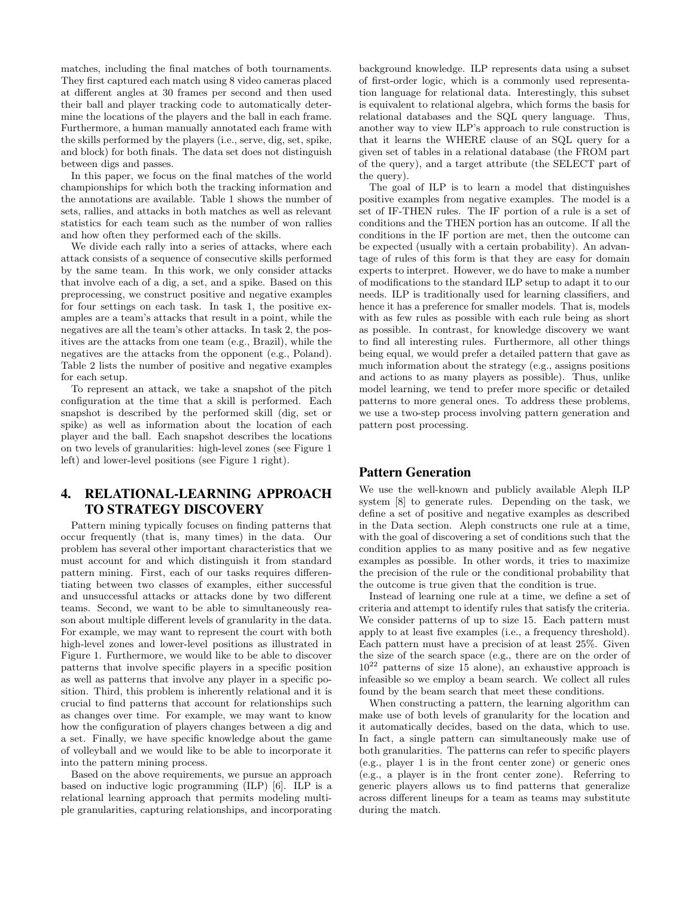matches, including the final matches of both tournaments. They first captured each match using 8 video cameras placed at different angles at 30 frames per second and then used their ball and player tracking code to automatically determine the locations of the players and the ball in each frame. Furthermore, a human manually annotated each frame with the skills performed by the players (i.e., serve, dig, set, spike, and block) for both finals. The data set does not distinguish between digs and passes.

In this paper, we focus on the final matches of the world championships for which both the tracking information and the annotations are available. Table 1 shows the number of sets, rallies, and attacks in both matches as well as relevant statistics for each team such as the number of won rallies and how often they performed each of the skills.

We divide each rally into a series of attacks, where each attack consists of a sequence of consecutive skills performed by the same team. In this work, we only consider attacks that involve each of a dig, a set, and a spike. Based on this preprocessing, we construct positive and negative examples for four settings on each task. In task 1, the positive examples are a team's attacks that result in a point, while the negatives are all the team's other attacks. In task 2, the positives are the attacks from one team (e.g., Brazil), while the negatives are the attacks from the opponent (e.g., Poland). Table 2 lists the number of positive and negative examples for each setup.

To represent an attack, we take a snapshot of the pitch configuration at the time that a skill is performed. Each snapshot is described by the performed skill (dig, set or spike) as well as information about the location of each player and the ball. Each snapshot describes the locations on two levels of granularities: high-level zones (see Figure 1 left) and lower-level positions (see Figure 1 right).

## 4. RELATIONAL-LEARNING APPROACH TO STRATEGY DISCOVERY

Pattern mining typically focuses on finding patterns that occur frequently (that is, many times) in the data. Our problem has several other important characteristics that we must account for and which distinguish it from standard pattern mining. First, each of our tasks requires differentiating between two classes of examples, either successful and unsuccessful attacks or attacks done by two different teams. Second, we want to be able to simultaneously reason about multiple different levels of granularity in the data. For example, we may want to represent the court with both high-level zones and lower-level positions as illustrated in Figure 1. Furthermore, we would like to be able to discover patterns that involve specific players in a specific position as well as patterns that involve any player in a specific position. Third, this problem is inherently relational and it is crucial to find patterns that account for relationships such as changes over time. For example, we may want to know how the configuration of players changes between a dig and a set. Finally, we have specific knowledge about the game of volleyball and we would like to be able to incorporate it into the pattern mining process.

Based on the above requirements, we pursue an approach based on inductive logic programming (ILP) [6]. ILP is a relational learning approach that permits modeling multiple granularities, capturing relationships, and incorporating background knowledge. ILP represents data using a subset of first-order logic, which is a commonly used representation language for relational data. Interestingly, this subset is equivalent to relational algebra, which forms the basis for relational databases and the SQL query language. Thus, another way to view ILP's approach to rule construction is that it learns the WHERE clause of an SQL query for a given set of tables in a relational database (the FROM part of the query), and a target attribute (the SELECT part of the query).

The goal of ILP is to learn a model that distinguishes positive examples from negative examples. The model is a set of IF-THEN rules. The IF portion of a rule is a set of conditions and the THEN portion has an outcome. If all the conditions in the IF portion are met, then the outcome can be expected (usually with a certain probability). An advantage of rules of this form is that they are easy for domain experts to interpret. However, we do have to make a number of modifications to the standard ILP setup to adapt it to our needs. ILP is traditionally used for learning classifiers, and hence it has a preference for smaller models. That is, models with as few rules as possible with each rule being as short as possible. In contrast, for knowledge discovery we want to find all interesting rules. Furthermore, all other things being equal, we would prefer a detailed pattern that gave as much information about the strategy (e.g., assigns positions and actions to as many players as possible). Thus, unlike model learning, we tend to prefer more specific or detailed patterns to more general ones. To address these problems, we use a two-step process involving pattern generation and pattern post processing.

### Pattern Generation

We use the well-known and publicly available Aleph ILP system [8] to generate rules. Depending on the task, we define a set of positive and negative examples as described in the Data section. Aleph constructs one rule at a time, with the goal of discovering a set of conditions such that the condition applies to as many positive and as few negative examples as possible. In other words, it tries to maximize the precision of the rule or the conditional probability that the outcome is true given that the condition is true.

Instead of learning one rule at a time, we define a set of criteria and attempt to identify rules that satisfy the criteria. We consider patterns of up to size 15. Each pattern must apply to at least five examples (i.e., a frequency threshold). Each pattern must have a precision of at least 25%. Given the size of the search space (e.g., there are on the order of $10^{22}$ patterns of size 15 alone), an exhaustive approach is infeasible so we employ a beam search. We collect all rules found by the beam search that meet these conditions.

When constructing a pattern, the learning algorithm can make use of both levels of granularity for the location and it automatically decides, based on the data, which to use. In fact, a single pattern can simultaneously make use of both granularities. The patterns can refer to specific players (e.g., player 1 is in the front center zone) or generic ones (e.g., a player is in the front center zone). Referring to generic players allows us to find patterns that generalize across different lineups for a team as teams may substitute during the match.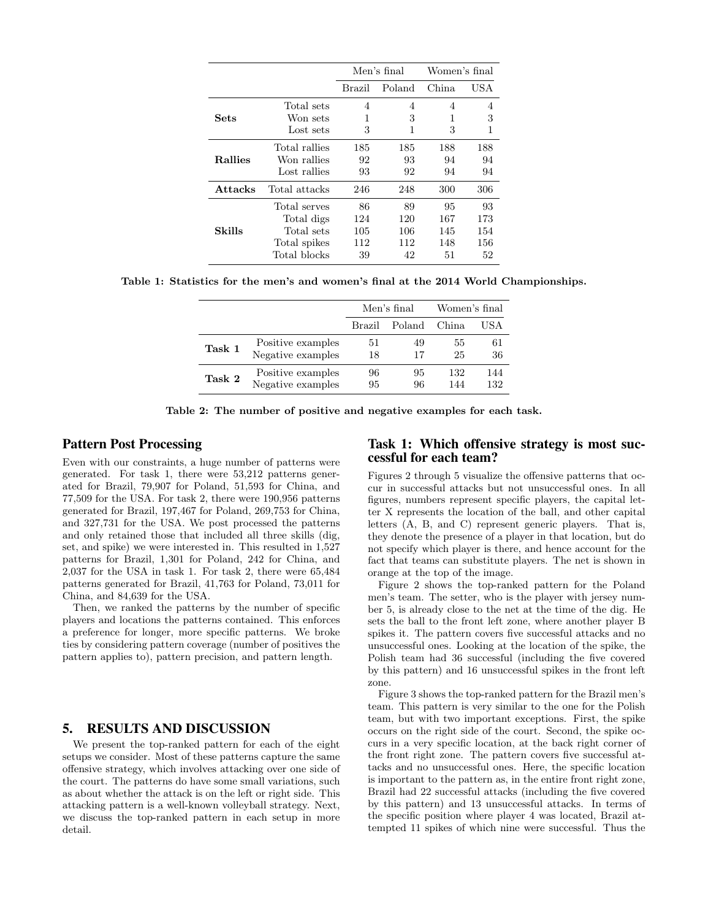| | | Men's final | | Women's final | |
|---|---|---|---|---|---|
| | | Brazil | Poland | China | USA |
| **Sets** | Total sets | 4 | 4 | 4 | 4 |
| | Won sets | 1 | 3 | 1 | 3 |
| | Lost sets | 3 | 1 | 3 | 1 |
| **Rallies** | Total rallies | 185 | 185 | 188 | 188 |
| | Won rallies | 92 | 93 | 94 | 94 |
| | Lost rallies | 93 | 92 | 94 | 94 |
| **Attacks** | Total attacks | 246 | 248 | 300 | 306 |
| **Skills** | Total serves | 86 | 89 | 95 | 93 |
| | Total digs | 124 | 120 | 167 | 173 |
| | Total sets | 105 | 106 | 145 | 154 |
| | Total spikes | 112 | 112 | 148 | 156 |
| | Total blocks | 39 | 42 | 51 | 52 |

**Table 1: Statistics for the men's and women's final at the 2014 World Championships.**

| | | Men's final | | Women's final | |
|---|---|---|---|---|---|
| | | Brazil | Poland | China | USA |
| **Task 1** | Positive examples | 51 | 49 | 55 | 61 |
| | Negative examples | 18 | 17 | 25 | 36 |
| **Task 2** | Positive examples | 96 | 95 | 132 | 144 |
| | Negative examples | 95 | 96 | 144 | 132 |

**Table 2: The number of positive and negative examples for each task.**

### Pattern Post Processing

Even with our constraints, a huge number of patterns were generated. For task 1, there were 53,212 patterns generated for Brazil, 79,907 for Poland, 51,593 for China, and 77,509 for the USA. For task 2, there were 190,956 patterns generated for Brazil, 197,467 for Poland, 269,753 for China, and 327,731 for the USA. We post processed the patterns and only retained those that included all three skills (dig, set, and spike) we were interested in. This resulted in 1,527 patterns for Brazil, 1,301 for Poland, 242 for China, and 2,037 for the USA in task 1. For task 2, there were 65,484 patterns generated for Brazil, 41,763 for Poland, 73,011 for China, and 84,639 for the USA.

Then, we ranked the patterns by the number of specific players and locations the patterns contained. This enforces a preference for longer, more specific patterns. We broke ties by considering pattern coverage (number of positives the pattern applies to), pattern precision, and pattern length.

## 5. RESULTS AND DISCUSSION

We present the top-ranked pattern for each of the eight setups we consider. Most of these patterns capture the same offensive strategy, which involves attacking over one side of the court. The patterns do have some small variations, such as about whether the attack is on the left or right side. This attacking pattern is a well-known volleyball strategy. Next, we discuss the top-ranked pattern in each setup in more detail.

### Task 1: Which offensive strategy is most successful for each team?

Figures 2 through 5 visualize the offensive patterns that occur in successful attacks but not unsuccessful ones. In all figures, numbers represent specific players, the capital letter X represents the location of the ball, and other capital letters (A, B, and C) represent generic players. That is, they denote the presence of a player in that location, but do not specify which player is there, and hence account for the fact that teams can substitute players. The net is shown in orange at the top of the image.

Figure 2 shows the top-ranked pattern for the Poland men's team. The setter, who is the player with jersey number 5, is already close to the net at the time of the dig. He sets the ball to the front left zone, where another player B spikes it. The pattern covers five successful attacks and no unsuccessful ones. Looking at the location of the spike, the Polish team had 36 successful (including the five covered by this pattern) and 16 unsuccessful spikes in the front left zone.

Figure 3 shows the top-ranked pattern for the Brazil men's team. This pattern is very similar to the one for the Polish team, but with two important exceptions. First, the spike occurs on the right side of the court. Second, the spike occurs in a very specific location, at the back right corner of the front right zone. The pattern covers five successful attacks and no unsuccessful ones. Here, the specific location is important to the pattern as, in the entire front right zone, Brazil had 22 successful attacks (including the five covered by this pattern) and 13 unsuccessful attacks. In terms of the specific position where player 4 was located, Brazil attempted 11 spikes of which nine were successful. Thus the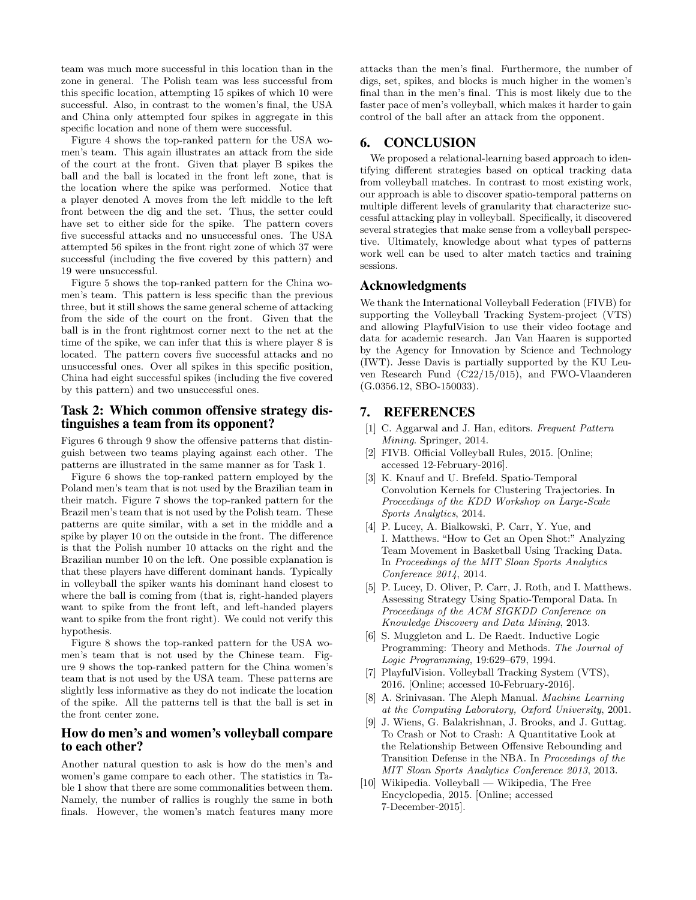team was much more successful in this location than in the zone in general. The Polish team was less successful from this specific location, attempting 15 spikes of which 10 were successful. Also, in contrast to the women's final, the USA and China only attempted four spikes in aggregate in this specific location and none of them were successful.

Figure 4 shows the top-ranked pattern for the USA women's team. This again illustrates an attack from the side of the court at the front. Given that player B spikes the ball and the ball is located in the front left zone, that is the location where the spike was performed. Notice that a player denoted A moves from the left middle to the left front between the dig and the set. Thus, the setter could have set to either side for the spike. The pattern covers five successful attacks and no unsuccessful ones. The USA attempted 56 spikes in the front right zone of which 37 were successful (including the five covered by this pattern) and 19 were unsuccessful.

Figure 5 shows the top-ranked pattern for the China women's team. This pattern is less specific than the previous three, but it still shows the same general scheme of attacking from the side of the court on the front. Given that the ball is in the front rightmost corner next to the net at the time of the spike, we can infer that this is where player 8 is located. The pattern covers five successful attacks and no unsuccessful ones. Over all spikes in this specific position, China had eight successful spikes (including the five covered by this pattern) and two unsuccessful ones.

### Task 2: Which common offensive strategy distinguishes a team from its opponent?

Figures 6 through 9 show the offensive patterns that distinguish between two teams playing against each other. The patterns are illustrated in the same manner as for Task 1.

Figure 6 shows the top-ranked pattern employed by the Poland men's team that is not used by the Brazilian team in their match. Figure 7 shows the top-ranked pattern for the Brazil men's team that is not used by the Polish team. These patterns are quite similar, with a set in the middle and a spike by player 10 on the outside in the front. The difference is that the Polish number 10 attacks on the right and the Brazilian number 10 on the left. One possible explanation is that these players have different dominant hands. Typically in volleyball the spiker wants his dominant hand closest to where the ball is coming from (that is, right-handed players want to spike from the front left, and left-handed players want to spike from the front right). We could not verify this hypothesis.

Figure 8 shows the top-ranked pattern for the USA women's team that is not used by the Chinese team. Figure 9 shows the top-ranked pattern for the China women's team that is not used by the USA team. These patterns are slightly less informative as they do not indicate the location of the spike. All the patterns tell is that the ball is set in the front center zone.

### How do men's and women's volleyball compare to each other?

Another natural question to ask is how do the men's and women's game compare to each other. The statistics in Table 1 show that there are some commonalities between them. Namely, the number of rallies is roughly the same in both finals. However, the women's match features many more attacks than the men's final. Furthermore, the number of digs, set, spikes, and blocks is much higher in the women's final than in the men's final. This is most likely due to the faster pace of men's volleyball, which makes it harder to gain control of the ball after an attack from the opponent.

## 6. CONCLUSION

We proposed a relational-learning based approach to identifying different strategies based on optical tracking data from volleyball matches. In contrast to most existing work, our approach is able to discover spatio-temporal patterns on multiple different levels of granularity that characterize successful attacking play in volleyball. Specifically, it discovered several strategies that make sense from a volleyball perspective. Ultimately, knowledge about what types of patterns work well can be used to alter match tactics and training sessions.

### Acknowledgments

We thank the International Volleyball Federation (FIVB) for supporting the Volleyball Tracking System-project (VTS) and allowing PlayfulVision to use their video footage and data for academic research. Jan Van Haaren is supported by the Agency for Innovation by Science and Technology (IWT). Jesse Davis is partially supported by the KU Leuven Research Fund (C22/15/015), and FWO-Vlaanderen (G.0356.12, SBO-150033).

## 7. REFERENCES

[1] C. Aggarwal and J. Han, editors. *Frequent Pattern Mining*. Springer, 2014.

[2] FIVB. Official Volleyball Rules, 2015. [Online; accessed 12-February-2016].

[3] K. Knauf and U. Brefeld. Spatio-Temporal Convolution Kernels for Clustering Trajectories. In *Proceedings of the KDD Workshop on Large-Scale Sports Analytics*, 2014.

[4] P. Lucey, A. Bialkowski, P. Carr, Y. Yue, and I. Matthews. "How to Get an Open Shot:" Analyzing Team Movement in Basketball Using Tracking Data. In *Proceedings of the MIT Sloan Sports Analytics Conference 2014*, 2014.

[5] P. Lucey, D. Oliver, P. Carr, J. Roth, and I. Matthews. Assessing Strategy Using Spatio-Temporal Data. In *Proceedings of the ACM SIGKDD Conference on Knowledge Discovery and Data Mining*, 2013.

[6] S. Muggleton and L. De Raedt. Inductive Logic Programming: Theory and Methods. *The Journal of Logic Programming*, 19:629–679, 1994.

[7] PlayfulVision. Volleyball Tracking System (VTS), 2016. [Online; accessed 10-February-2016].

[8] A. Srinivasan. The Aleph Manual. *Machine Learning at the Computing Laboratory, Oxford University*, 2001.

[9] J. Wiens, G. Balakrishnan, J. Brooks, and J. Guttag. To Crash or Not to Crash: A Quantitative Look at the Relationship Between Offensive Rebounding and Transition Defense in the NBA. In *Proceedings of the MIT Sloan Sports Analytics Conference 2013*, 2013.

[10] Wikipedia. Volleyball — Wikipedia, The Free Encyclopedia, 2015. [Online; accessed 7-December-2015].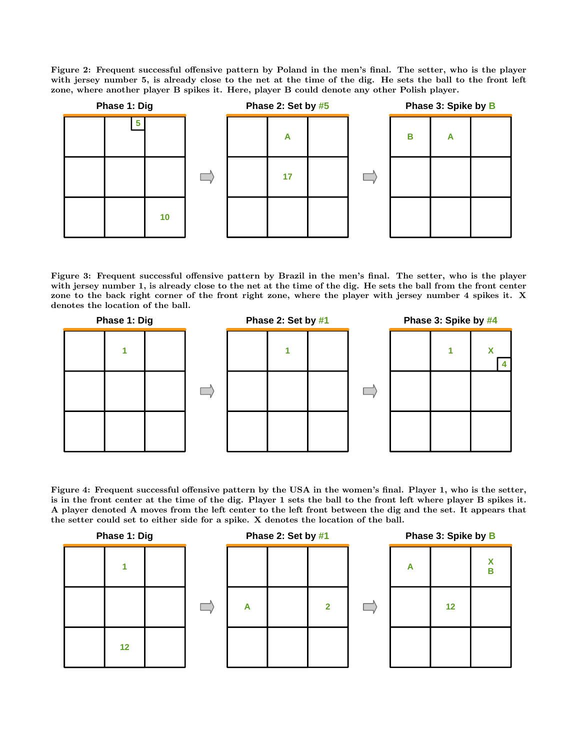Figure 2: Frequent successful offensive pattern by Poland in the men's final. The setter, who is the player with jersey number 5, is already close to the net at the time of the dig. He sets the ball to the front left zone, where another player B spikes it. Here, player B could denote any other Polish player.

**Phase 1: Dig** → **Phase 2: Set by #5** → **Phase 3: Spike by B**

Phase 1: Dig

| | | |
|---|---|---|
| | 5 | |
| | | |
| | | 10 |

Phase 2: Set by #5

| | | |
|---|---|---|
| | A | |
| | 17 | |
| | | |

Phase 3: Spike by B

| | | |
|---|---|---|
| B | A | |
| | | |
| | | |

Figure 3: Frequent successful offensive pattern by Brazil in the men's final. The setter, who is the player with jersey number 1, is already close to the net at the time of the dig. He sets the ball from the front center zone to the back right corner of the front right zone, where the player with jersey number 4 spikes it. X denotes the location of the ball.

**Phase 1: Dig** → **Phase 2: Set by #1** → **Phase 3: Spike by #4**

Phase 1: Dig

| | | |
|---|---|---|
| | 1 | |
| | | |
| | | |

Phase 2: Set by #1

| | | |
|---|---|---|
| | 1 | |
| | | |
| | | |

Phase 3: Spike by #4

| | | |
|---|---|---|
| | 1 | X 4 |
| | | |
| | | |

Figure 4: Frequent successful offensive pattern by the USA in the women's final. Player 1, who is the setter, is in the front center at the time of the dig. Player 1 sets the ball to the front left where player B spikes it. A player denoted A moves from the left center to the left front between the dig and the set. It appears that the setter could set to either side for a spike. X denotes the location of the ball.

**Phase 1: Dig** → **Phase 2: Set by #1** → **Phase 3: Spike by B**

Phase 1: Dig

| | | |
|---|---|---|
| | 1 | |
| | | |
| | 12 | |

Phase 2: Set by #1

| | | |
|---|---|---|
| | | |
| A | | 2 |
| | | |

Phase 3: Spike by B

| | | |
|---|---|---|
| A | | X B |
| | 12 | |
| | | |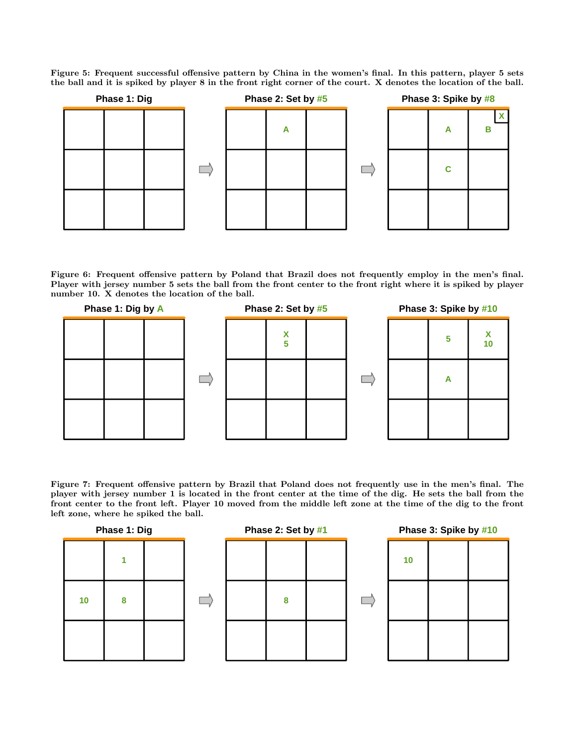Figure 5: Frequent successful offensive pattern by China in the women's final. In this pattern, player 5 sets the ball and it is spiked by player 8 in the front right corner of the court. X denotes the location of the ball.

**Phase 1: Dig** → **Phase 2: Set by #5** → **Phase 3: Spike by #8**

| Phase 1: Dig | | |
|---|---|---|
| | | |
| | | |
| | | |

| Phase 2: Set by #5 | | |
|---|---|---|
| | A | |
| | | |
| | | |

| Phase 3: Spike by #8 | | |
|---|---|---|
| | A | B X |
| | C | |
| | | |

Figure 6: Frequent offensive pattern by Poland that Brazil does not frequently employ in the men's final. Player with jersey number 5 sets the ball from the front center to the front right where it is spiked by player number 10. X denotes the location of the ball.

**Phase 1: Dig by A** → **Phase 2: Set by #5** → **Phase 3: Spike by #10**

| Phase 1: Dig by A | | |
|---|---|---|
| | | |
| | | |
| | | |

| Phase 2: Set by #5 | | |
|---|---|---|
| | X 5 | |
| | | |
| | | |

| Phase 3: Spike by #10 | | |
|---|---|---|
| | 5 | X 10 |
| | A | |
| | | |

Figure 7: Frequent offensive pattern by Brazil that Poland does not frequently use in the men's final. The player with jersey number 1 is located in the front center at the time of the dig. He sets the ball from the front center to the front left. Player 10 moved from the middle left zone at the time of the dig to the front left zone, where he spiked the ball.

**Phase 1: Dig** → **Phase 2: Set by #1** → **Phase 3: Spike by #10**

| Phase 1: Dig | | |
|---|---|---|
| | 1 | |
| 10 | 8 | |
| | | |

| Phase 2: Set by #1 | | |
|---|---|---|
| | | |
| | 8 | |
| | | |

| Phase 3: Spike by #10 | | |
|---|---|---|
| 10 | | |
| | | |
| | | |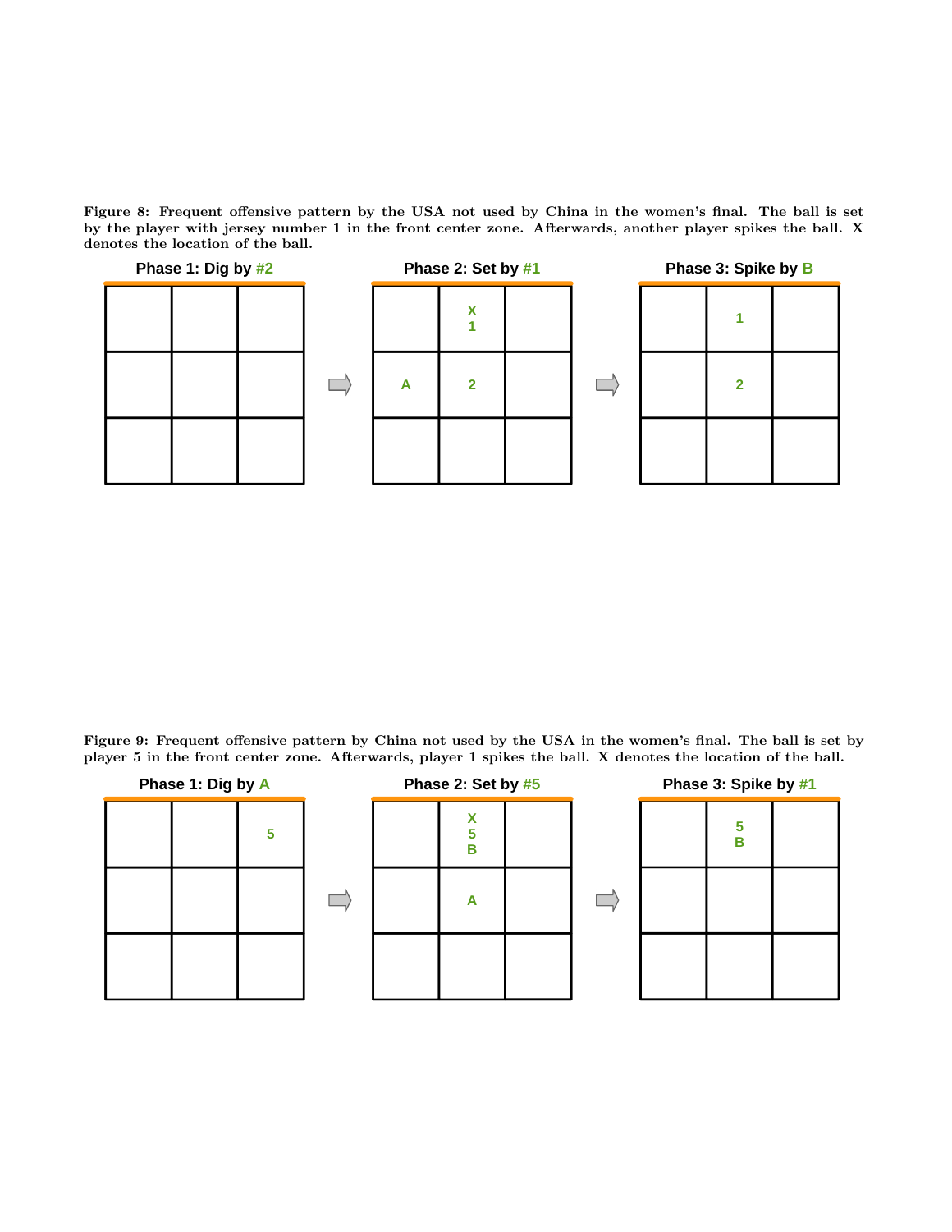Figure 8: Frequent offensive pattern by the USA not used by China in the women's final. The ball is set by the player with jersey number 1 in the front center zone. Afterwards, another player spikes the ball. X denotes the location of the ball.

Phase 1: Dig by #2

Phase 2: Set by #1

X
1
A
2

Phase 3: Spike by B

1
2

Figure 9: Frequent offensive pattern by China not used by the USA in the women's final. The ball is set by player 5 in the front center zone. Afterwards, player 1 spikes the ball. X denotes the location of the ball.

Phase 1: Dig by A

5

Phase 2: Set by #5

X
5
B
A

Phase 3: Spike by #1

5
B